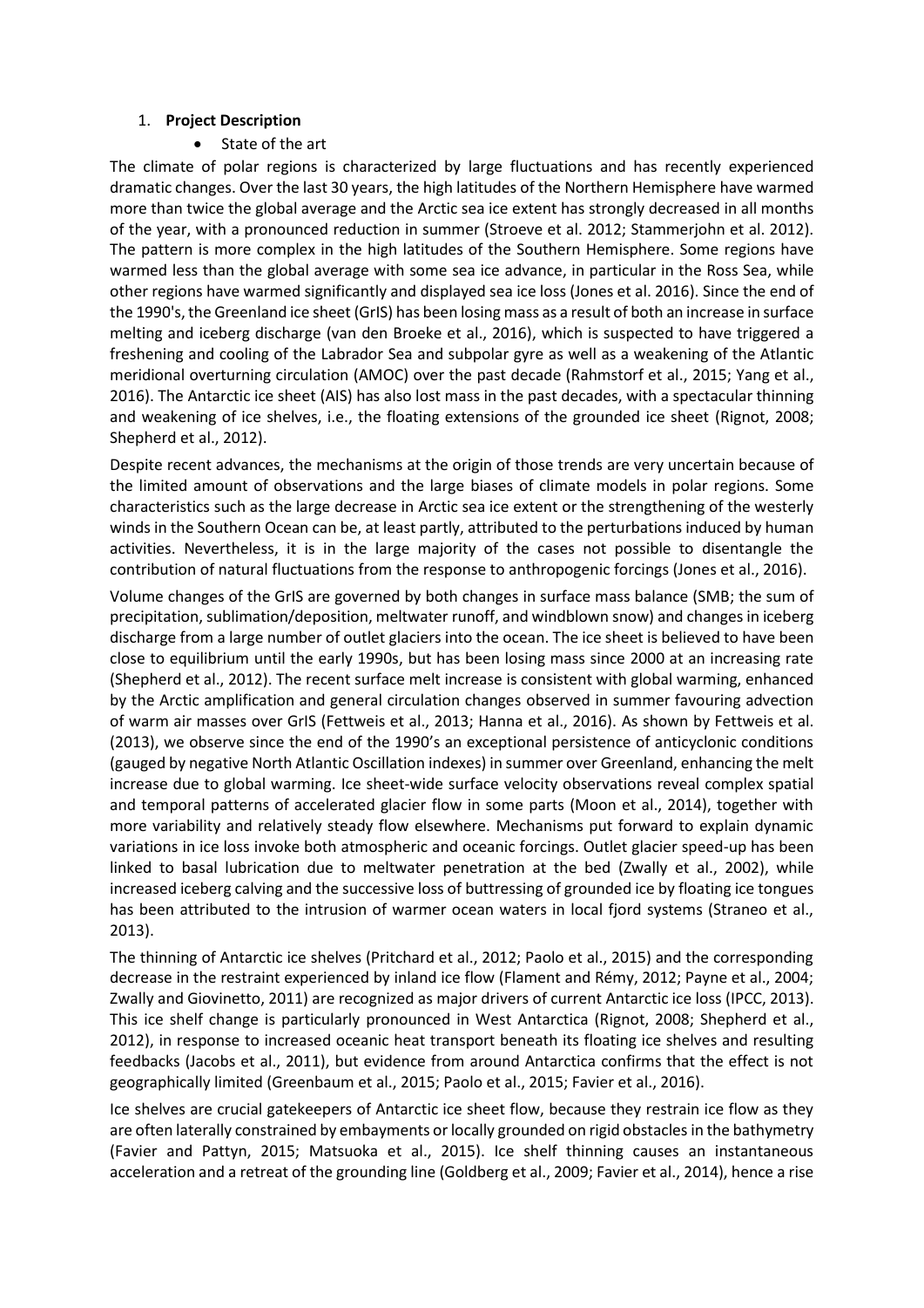1. **Project Description**

   - State of the art

The climate of polar regions is characterized by large fluctuations and has recently experienced dramatic changes. Over the last 30 years, the high latitudes of the Northern Hemisphere have warmed more than twice the global average and the Arctic sea ice extent has strongly decreased in all months of the year, with a pronounced reduction in summer (Stroeve et al. 2012; Stammerjohn et al. 2012). The pattern is more complex in the high latitudes of the Southern Hemisphere. Some regions have warmed less than the global average with some sea ice advance, in particular in the Ross Sea, while other regions have warmed significantly and displayed sea ice loss (Jones et al. 2016). Since the end of the 1990's, the Greenland ice sheet (GrIS) has been losing mass as a result of both an increase in surface melting and iceberg discharge (van den Broeke et al., 2016), which is suspected to have triggered a freshening and cooling of the Labrador Sea and subpolar gyre as well as a weakening of the Atlantic meridional overturning circulation (AMOC) over the past decade (Rahmstorf et al., 2015; Yang et al., 2016). The Antarctic ice sheet (AIS) has also lost mass in the past decades, with a spectacular thinning and weakening of ice shelves, i.e., the floating extensions of the grounded ice sheet (Rignot, 2008; Shepherd et al., 2012).

Despite recent advances, the mechanisms at the origin of those trends are very uncertain because of the limited amount of observations and the large biases of climate models in polar regions. Some characteristics such as the large decrease in Arctic sea ice extent or the strengthening of the westerly winds in the Southern Ocean can be, at least partly, attributed to the perturbations induced by human activities. Nevertheless, it is in the large majority of the cases not possible to disentangle the contribution of natural fluctuations from the response to anthropogenic forcings (Jones et al., 2016).

Volume changes of the GrIS are governed by both changes in surface mass balance (SMB; the sum of precipitation, sublimation/deposition, meltwater runoff, and windblown snow) and changes in iceberg discharge from a large number of outlet glaciers into the ocean. The ice sheet is believed to have been close to equilibrium until the early 1990s, but has been losing mass since 2000 at an increasing rate (Shepherd et al., 2012). The recent surface melt increase is consistent with global warming, enhanced by the Arctic amplification and general circulation changes observed in summer favouring advection of warm air masses over GrIS (Fettweis et al., 2013; Hanna et al., 2016). As shown by Fettweis et al. (2013), we observe since the end of the 1990's an exceptional persistence of anticyclonic conditions (gauged by negative North Atlantic Oscillation indexes) in summer over Greenland, enhancing the melt increase due to global warming. Ice sheet-wide surface velocity observations reveal complex spatial and temporal patterns of accelerated glacier flow in some parts (Moon et al., 2014), together with more variability and relatively steady flow elsewhere. Mechanisms put forward to explain dynamic variations in ice loss invoke both atmospheric and oceanic forcings. Outlet glacier speed-up has been linked to basal lubrication due to meltwater penetration at the bed (Zwally et al., 2002), while increased iceberg calving and the successive loss of buttressing of grounded ice by floating ice tongues has been attributed to the intrusion of warmer ocean waters in local fjord systems (Straneo et al., 2013).

The thinning of Antarctic ice shelves (Pritchard et al., 2012; Paolo et al., 2015) and the corresponding decrease in the restraint experienced by inland ice flow (Flament and Rémy, 2012; Payne et al., 2004; Zwally and Giovinetto, 2011) are recognized as major drivers of current Antarctic ice loss (IPCC, 2013). This ice shelf change is particularly pronounced in West Antarctica (Rignot, 2008; Shepherd et al., 2012), in response to increased oceanic heat transport beneath its floating ice shelves and resulting feedbacks (Jacobs et al., 2011), but evidence from around Antarctica confirms that the effect is not geographically limited (Greenbaum et al., 2015; Paolo et al., 2015; Favier et al., 2016).

Ice shelves are crucial gatekeepers of Antarctic ice sheet flow, because they restrain ice flow as they are often laterally constrained by embayments or locally grounded on rigid obstacles in the bathymetry (Favier and Pattyn, 2015; Matsuoka et al., 2015). Ice shelf thinning causes an instantaneous acceleration and a retreat of the grounding line (Goldberg et al., 2009; Favier et al., 2014), hence a rise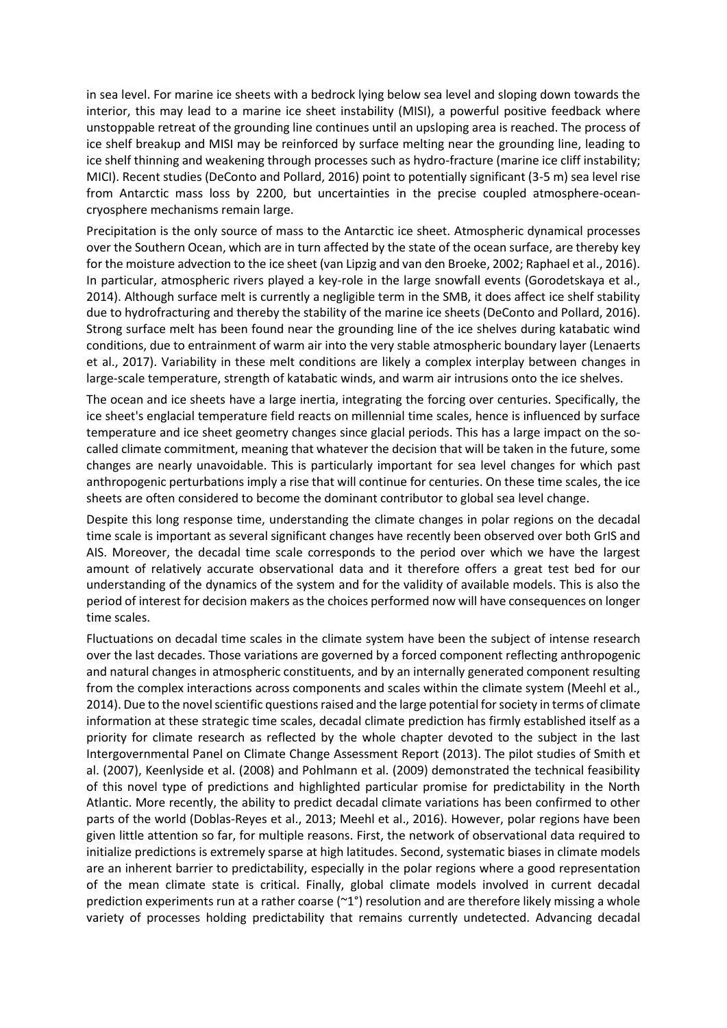in sea level. For marine ice sheets with a bedrock lying below sea level and sloping down towards the interior, this may lead to a marine ice sheet instability (MISI), a powerful positive feedback where unstoppable retreat of the grounding line continues until an upsloping area is reached. The process of ice shelf breakup and MISI may be reinforced by surface melting near the grounding line, leading to ice shelf thinning and weakening through processes such as hydro-fracture (marine ice cliff instability; MICI). Recent studies (DeConto and Pollard, 2016) point to potentially significant (3-5 m) sea level rise from Antarctic mass loss by 2200, but uncertainties in the precise coupled atmosphere-ocean-cryosphere mechanisms remain large.

Precipitation is the only source of mass to the Antarctic ice sheet. Atmospheric dynamical processes over the Southern Ocean, which are in turn affected by the state of the ocean surface, are thereby key for the moisture advection to the ice sheet (van Lipzig and van den Broeke, 2002; Raphael et al., 2016). In particular, atmospheric rivers played a key-role in the large snowfall events (Gorodetskaya et al., 2014). Although surface melt is currently a negligible term in the SMB, it does affect ice shelf stability due to hydrofracturing and thereby the stability of the marine ice sheets (DeConto and Pollard, 2016). Strong surface melt has been found near the grounding line of the ice shelves during katabatic wind conditions, due to entrainment of warm air into the very stable atmospheric boundary layer (Lenaerts et al., 2017). Variability in these melt conditions are likely a complex interplay between changes in large-scale temperature, strength of katabatic winds, and warm air intrusions onto the ice shelves.

The ocean and ice sheets have a large inertia, integrating the forcing over centuries. Specifically, the ice sheet's englacial temperature field reacts on millennial time scales, hence is influenced by surface temperature and ice sheet geometry changes since glacial periods. This has a large impact on the so-called climate commitment, meaning that whatever the decision that will be taken in the future, some changes are nearly unavoidable. This is particularly important for sea level changes for which past anthropogenic perturbations imply a rise that will continue for centuries. On these time scales, the ice sheets are often considered to become the dominant contributor to global sea level change.

Despite this long response time, understanding the climate changes in polar regions on the decadal time scale is important as several significant changes have recently been observed over both GrIS and AIS. Moreover, the decadal time scale corresponds to the period over which we have the largest amount of relatively accurate observational data and it therefore offers a great test bed for our understanding of the dynamics of the system and for the validity of available models. This is also the period of interest for decision makers as the choices performed now will have consequences on longer time scales.

Fluctuations on decadal time scales in the climate system have been the subject of intense research over the last decades. Those variations are governed by a forced component reflecting anthropogenic and natural changes in atmospheric constituents, and by an internally generated component resulting from the complex interactions across components and scales within the climate system (Meehl et al., 2014). Due to the novel scientific questions raised and the large potential for society in terms of climate information at these strategic time scales, decadal climate prediction has firmly established itself as a priority for climate research as reflected by the whole chapter devoted to the subject in the last Intergovernmental Panel on Climate Change Assessment Report (2013). The pilot studies of Smith et al. (2007), Keenlyside et al. (2008) and Pohlmann et al. (2009) demonstrated the technical feasibility of this novel type of predictions and highlighted particular promise for predictability in the North Atlantic. More recently, the ability to predict decadal climate variations has been confirmed to other parts of the world (Doblas-Reyes et al., 2013; Meehl et al., 2016). However, polar regions have been given little attention so far, for multiple reasons. First, the network of observational data required to initialize predictions is extremely sparse at high latitudes. Second, systematic biases in climate models are an inherent barrier to predictability, especially in the polar regions where a good representation of the mean climate state is critical. Finally, global climate models involved in current decadal prediction experiments run at a rather coarse (~1°) resolution and are therefore likely missing a whole variety of processes holding predictability that remains currently undetected. Advancing decadal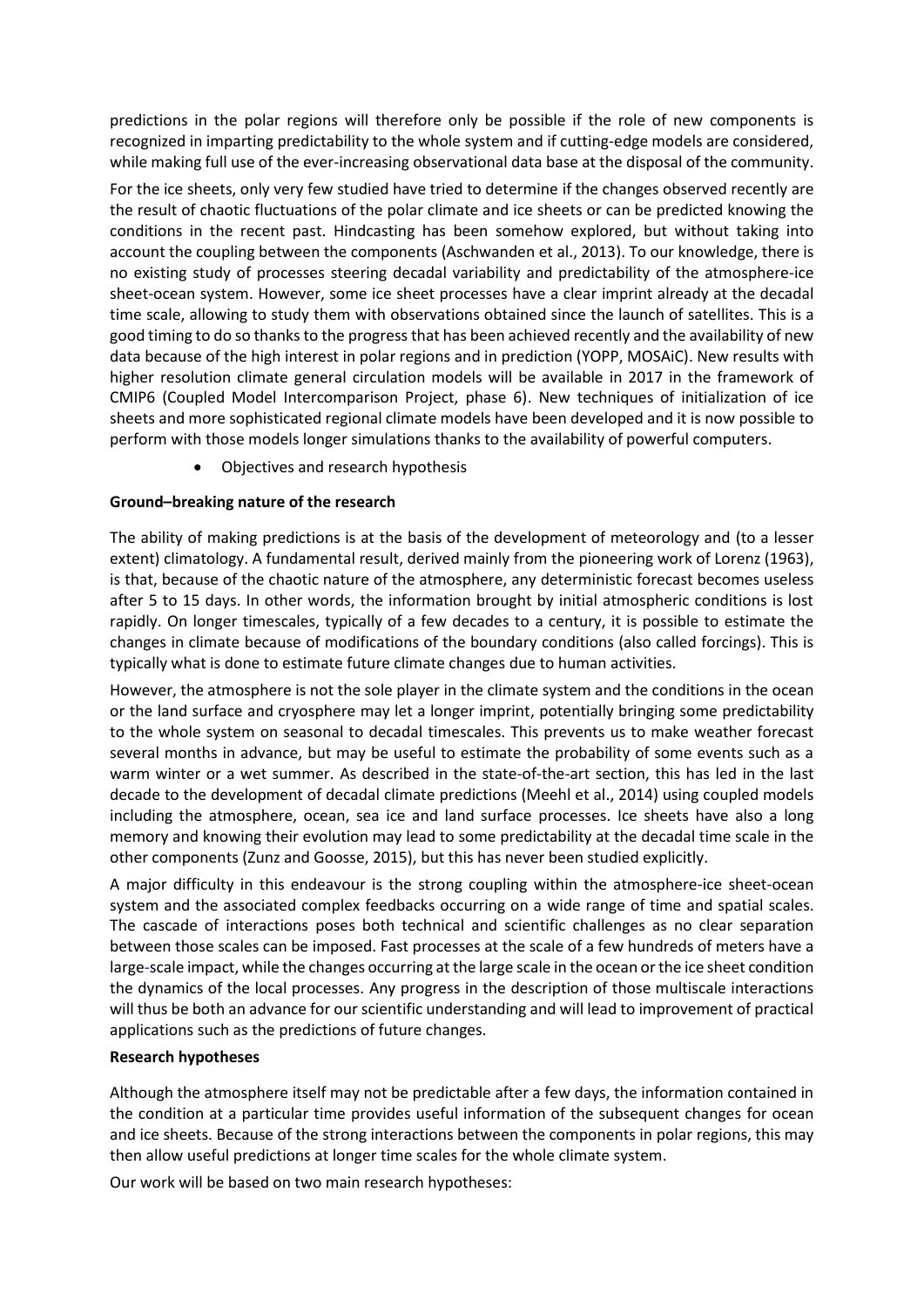predictions in the polar regions will therefore only be possible if the role of new components is recognized in imparting predictability to the whole system and if cutting-edge models are considered, while making full use of the ever-increasing observational data base at the disposal of the community.

For the ice sheets, only very few studied have tried to determine if the changes observed recently are the result of chaotic fluctuations of the polar climate and ice sheets or can be predicted knowing the conditions in the recent past. Hindcasting has been somehow explored, but without taking into account the coupling between the components (Aschwanden et al., 2013). To our knowledge, there is no existing study of processes steering decadal variability and predictability of the atmosphere-ice sheet-ocean system. However, some ice sheet processes have a clear imprint already at the decadal time scale, allowing to study them with observations obtained since the launch of satellites. This is a good timing to do so thanks to the progress that has been achieved recently and the availability of new data because of the high interest in polar regions and in prediction (YOPP, MOSAiC). New results with higher resolution climate general circulation models will be available in 2017 in the framework of CMIP6 (Coupled Model Intercomparison Project, phase 6). New techniques of initialization of ice sheets and more sophisticated regional climate models have been developed and it is now possible to perform with those models longer simulations thanks to the availability of powerful computers.

- Objectives and research hypothesis

**Ground–breaking nature of the research**

The ability of making predictions is at the basis of the development of meteorology and (to a lesser extent) climatology. A fundamental result, derived mainly from the pioneering work of Lorenz (1963), is that, because of the chaotic nature of the atmosphere, any deterministic forecast becomes useless after 5 to 15 days. In other words, the information brought by initial atmospheric conditions is lost rapidly. On longer timescales, typically of a few decades to a century, it is possible to estimate the changes in climate because of modifications of the boundary conditions (also called forcings). This is typically what is done to estimate future climate changes due to human activities.

However, the atmosphere is not the sole player in the climate system and the conditions in the ocean or the land surface and cryosphere may let a longer imprint, potentially bringing some predictability to the whole system on seasonal to decadal timescales. This prevents us to make weather forecast several months in advance, but may be useful to estimate the probability of some events such as a warm winter or a wet summer. As described in the state-of-the-art section, this has led in the last decade to the development of decadal climate predictions (Meehl et al., 2014) using coupled models including the atmosphere, ocean, sea ice and land surface processes. Ice sheets have also a long memory and knowing their evolution may lead to some predictability at the decadal time scale in the other components (Zunz and Goosse, 2015), but this has never been studied explicitly.

A major difficulty in this endeavour is the strong coupling within the atmosphere-ice sheet-ocean system and the associated complex feedbacks occurring on a wide range of time and spatial scales. The cascade of interactions poses both technical and scientific challenges as no clear separation between those scales can be imposed. Fast processes at the scale of a few hundreds of meters have a large-scale impact, while the changes occurring at the large scale in the ocean or the ice sheet condition the dynamics of the local processes. Any progress in the description of those multiscale interactions will thus be both an advance for our scientific understanding and will lead to improvement of practical applications such as the predictions of future changes.

**Research hypotheses**

Although the atmosphere itself may not be predictable after a few days, the information contained in the condition at a particular time provides useful information of the subsequent changes for ocean and ice sheets. Because of the strong interactions between the components in polar regions, this may then allow useful predictions at longer time scales for the whole climate system.

Our work will be based on two main research hypotheses: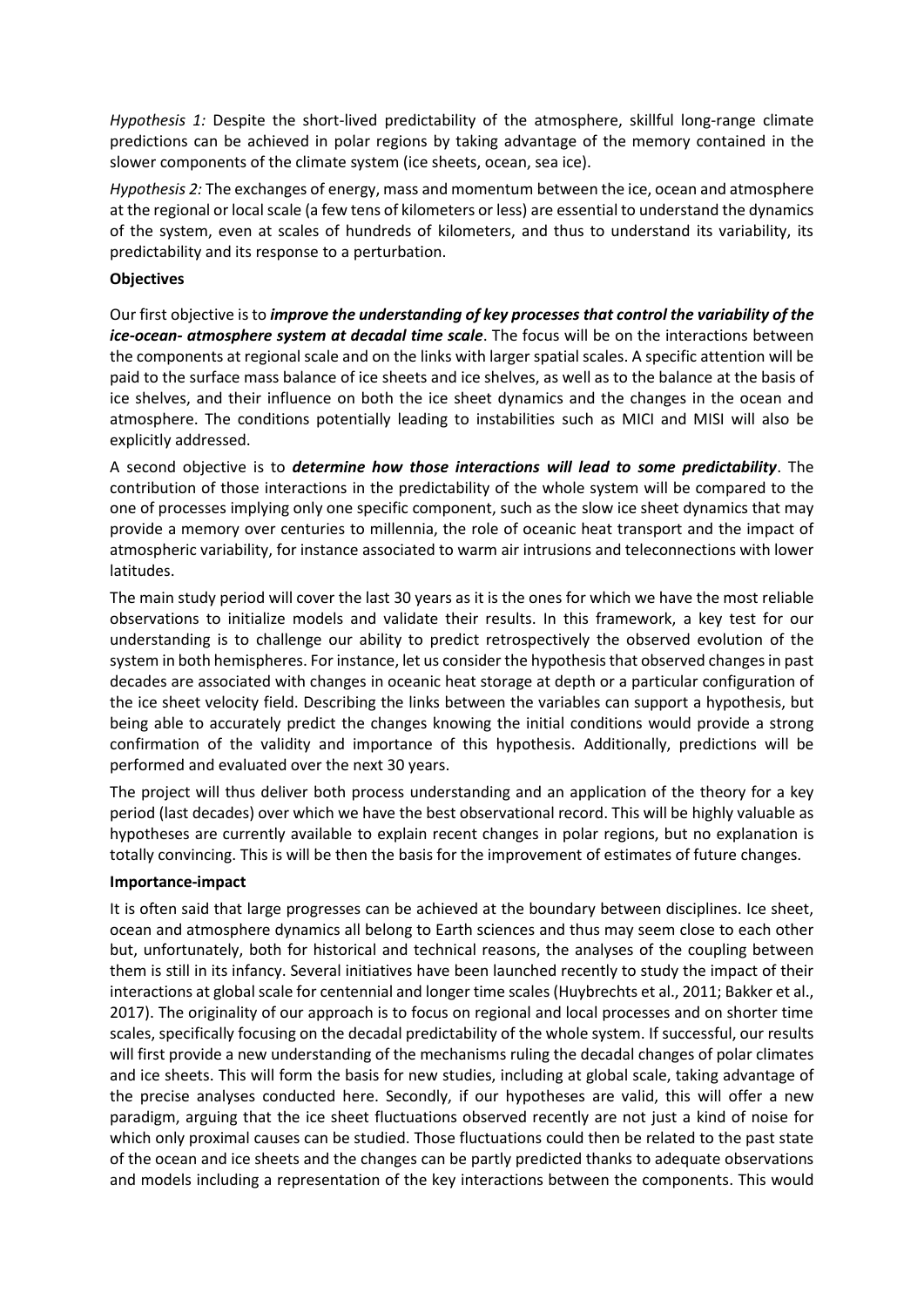*Hypothesis 1:* Despite the short-lived predictability of the atmosphere, skillful long-range climate predictions can be achieved in polar regions by taking advantage of the memory contained in the slower components of the climate system (ice sheets, ocean, sea ice).

*Hypothesis 2:* The exchanges of energy, mass and momentum between the ice, ocean and atmosphere at the regional or local scale (a few tens of kilometers or less) are essential to understand the dynamics of the system, even at scales of hundreds of kilometers, and thus to understand its variability, its predictability and its response to a perturbation.

**Objectives**

Our first objective is to ***improve the understanding of key processes that control the variability of the ice-ocean- atmosphere system at decadal time scale***. The focus will be on the interactions between the components at regional scale and on the links with larger spatial scales. A specific attention will be paid to the surface mass balance of ice sheets and ice shelves, as well as to the balance at the basis of ice shelves, and their influence on both the ice sheet dynamics and the changes in the ocean and atmosphere. The conditions potentially leading to instabilities such as MICI and MISI will also be explicitly addressed.

A second objective is to ***determine how those interactions will lead to some predictability***. The contribution of those interactions in the predictability of the whole system will be compared to the one of processes implying only one specific component, such as the slow ice sheet dynamics that may provide a memory over centuries to millennia, the role of oceanic heat transport and the impact of atmospheric variability, for instance associated to warm air intrusions and teleconnections with lower latitudes.

The main study period will cover the last 30 years as it is the ones for which we have the most reliable observations to initialize models and validate their results. In this framework, a key test for our understanding is to challenge our ability to predict retrospectively the observed evolution of the system in both hemispheres. For instance, let us consider the hypothesis that observed changes in past decades are associated with changes in oceanic heat storage at depth or a particular configuration of the ice sheet velocity field. Describing the links between the variables can support a hypothesis, but being able to accurately predict the changes knowing the initial conditions would provide a strong confirmation of the validity and importance of this hypothesis. Additionally, predictions will be performed and evaluated over the next 30 years.

The project will thus deliver both process understanding and an application of the theory for a key period (last decades) over which we have the best observational record. This will be highly valuable as hypotheses are currently available to explain recent changes in polar regions, but no explanation is totally convincing. This is will be then the basis for the improvement of estimates of future changes.

**Importance-impact**

It is often said that large progresses can be achieved at the boundary between disciplines. Ice sheet, ocean and atmosphere dynamics all belong to Earth sciences and thus may seem close to each other but, unfortunately, both for historical and technical reasons, the analyses of the coupling between them is still in its infancy. Several initiatives have been launched recently to study the impact of their interactions at global scale for centennial and longer time scales (Huybrechts et al., 2011; Bakker et al., 2017). The originality of our approach is to focus on regional and local processes and on shorter time scales, specifically focusing on the decadal predictability of the whole system. If successful, our results will first provide a new understanding of the mechanisms ruling the decadal changes of polar climates and ice sheets. This will form the basis for new studies, including at global scale, taking advantage of the precise analyses conducted here. Secondly, if our hypotheses are valid, this will offer a new paradigm, arguing that the ice sheet fluctuations observed recently are not just a kind of noise for which only proximal causes can be studied. Those fluctuations could then be related to the past state of the ocean and ice sheets and the changes can be partly predicted thanks to adequate observations and models including a representation of the key interactions between the components. This would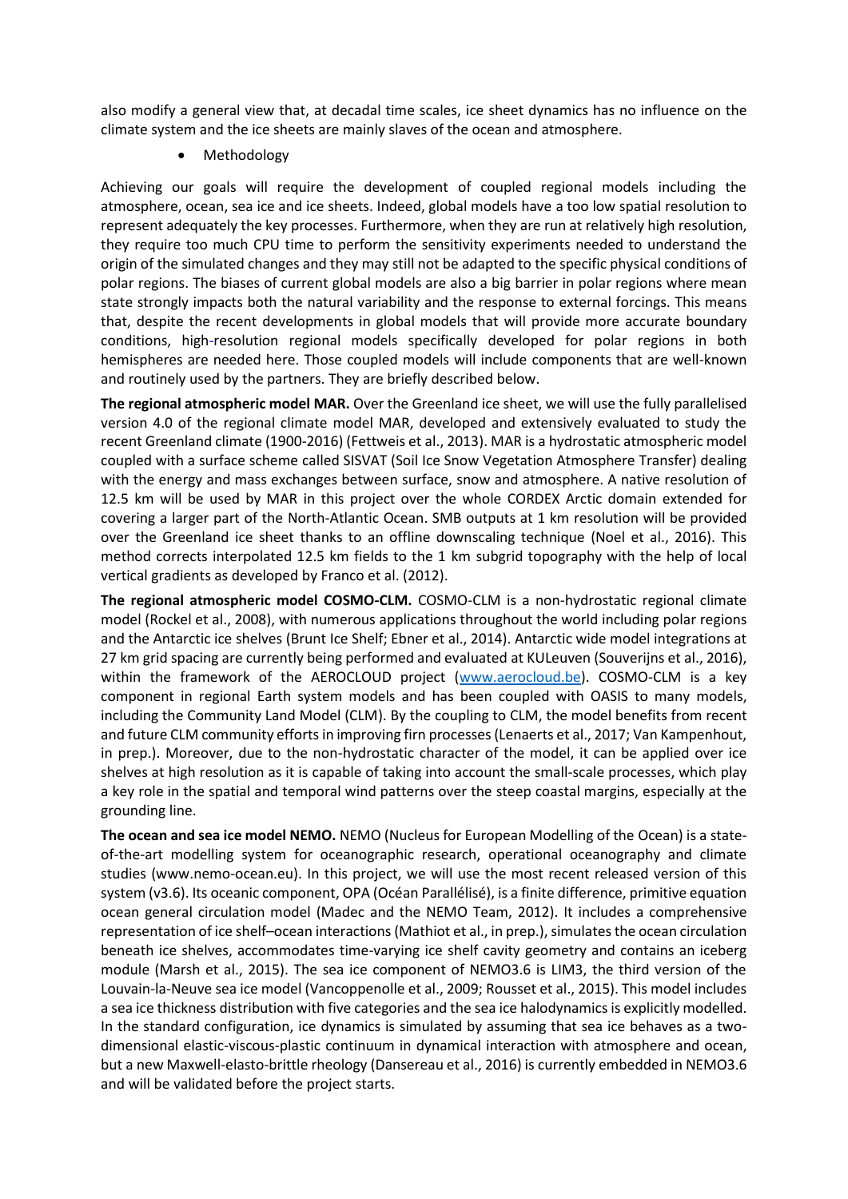also modify a general view that, at decadal time scales, ice sheet dynamics has no influence on the climate system and the ice sheets are mainly slaves of the ocean and atmosphere.

- Methodology

Achieving our goals will require the development of coupled regional models including the atmosphere, ocean, sea ice and ice sheets. Indeed, global models have a too low spatial resolution to represent adequately the key processes. Furthermore, when they are run at relatively high resolution, they require too much CPU time to perform the sensitivity experiments needed to understand the origin of the simulated changes and they may still not be adapted to the specific physical conditions of polar regions. The biases of current global models are also a big barrier in polar regions where mean state strongly impacts both the natural variability and the response to external forcings. This means that, despite the recent developments in global models that will provide more accurate boundary conditions, high-resolution regional models specifically developed for polar regions in both hemispheres are needed here. Those coupled models will include components that are well-known and routinely used by the partners. They are briefly described below.

**The regional atmospheric model MAR.** Over the Greenland ice sheet, we will use the fully parallelised version 4.0 of the regional climate model MAR, developed and extensively evaluated to study the recent Greenland climate (1900-2016) (Fettweis et al., 2013). MAR is a hydrostatic atmospheric model coupled with a surface scheme called SISVAT (Soil Ice Snow Vegetation Atmosphere Transfer) dealing with the energy and mass exchanges between surface, snow and atmosphere. A native resolution of 12.5 km will be used by MAR in this project over the whole CORDEX Arctic domain extended for covering a larger part of the North-Atlantic Ocean. SMB outputs at 1 km resolution will be provided over the Greenland ice sheet thanks to an offline downscaling technique (Noel et al., 2016). This method corrects interpolated 12.5 km fields to the 1 km subgrid topography with the help of local vertical gradients as developed by Franco et al. (2012).

**The regional atmospheric model COSMO-CLM.** COSMO-CLM is a non-hydrostatic regional climate model (Rockel et al., 2008), with numerous applications throughout the world including polar regions and the Antarctic ice shelves (Brunt Ice Shelf; Ebner et al., 2014). Antarctic wide model integrations at 27 km grid spacing are currently being performed and evaluated at KULeuven (Souverijns et al., 2016), within the framework of the AEROCLOUD project (www.aerocloud.be). COSMO-CLM is a key component in regional Earth system models and has been coupled with OASIS to many models, including the Community Land Model (CLM). By the coupling to CLM, the model benefits from recent and future CLM community efforts in improving firn processes (Lenaerts et al., 2017; Van Kampenhout, in prep.). Moreover, due to the non-hydrostatic character of the model, it can be applied over ice shelves at high resolution as it is capable of taking into account the small-scale processes, which play a key role in the spatial and temporal wind patterns over the steep coastal margins, especially at the grounding line.

**The ocean and sea ice model NEMO.** NEMO (Nucleus for European Modelling of the Ocean) is a state-of-the-art modelling system for oceanographic research, operational oceanography and climate studies (www.nemo-ocean.eu). In this project, we will use the most recent released version of this system (v3.6). Its oceanic component, OPA (Océan Parallélisé), is a finite difference, primitive equation ocean general circulation model (Madec and the NEMO Team, 2012). It includes a comprehensive representation of ice shelf–ocean interactions (Mathiot et al., in prep.), simulates the ocean circulation beneath ice shelves, accommodates time-varying ice shelf cavity geometry and contains an iceberg module (Marsh et al., 2015). The sea ice component of NEMO3.6 is LIM3, the third version of the Louvain-la-Neuve sea ice model (Vancoppenolle et al., 2009; Rousset et al., 2015). This model includes a sea ice thickness distribution with five categories and the sea ice halodynamics is explicitly modelled. In the standard configuration, ice dynamics is simulated by assuming that sea ice behaves as a two-dimensional elastic-viscous-plastic continuum in dynamical interaction with atmosphere and ocean, but a new Maxwell-elasto-brittle rheology (Dansereau et al., 2016) is currently embedded in NEMO3.6 and will be validated before the project starts.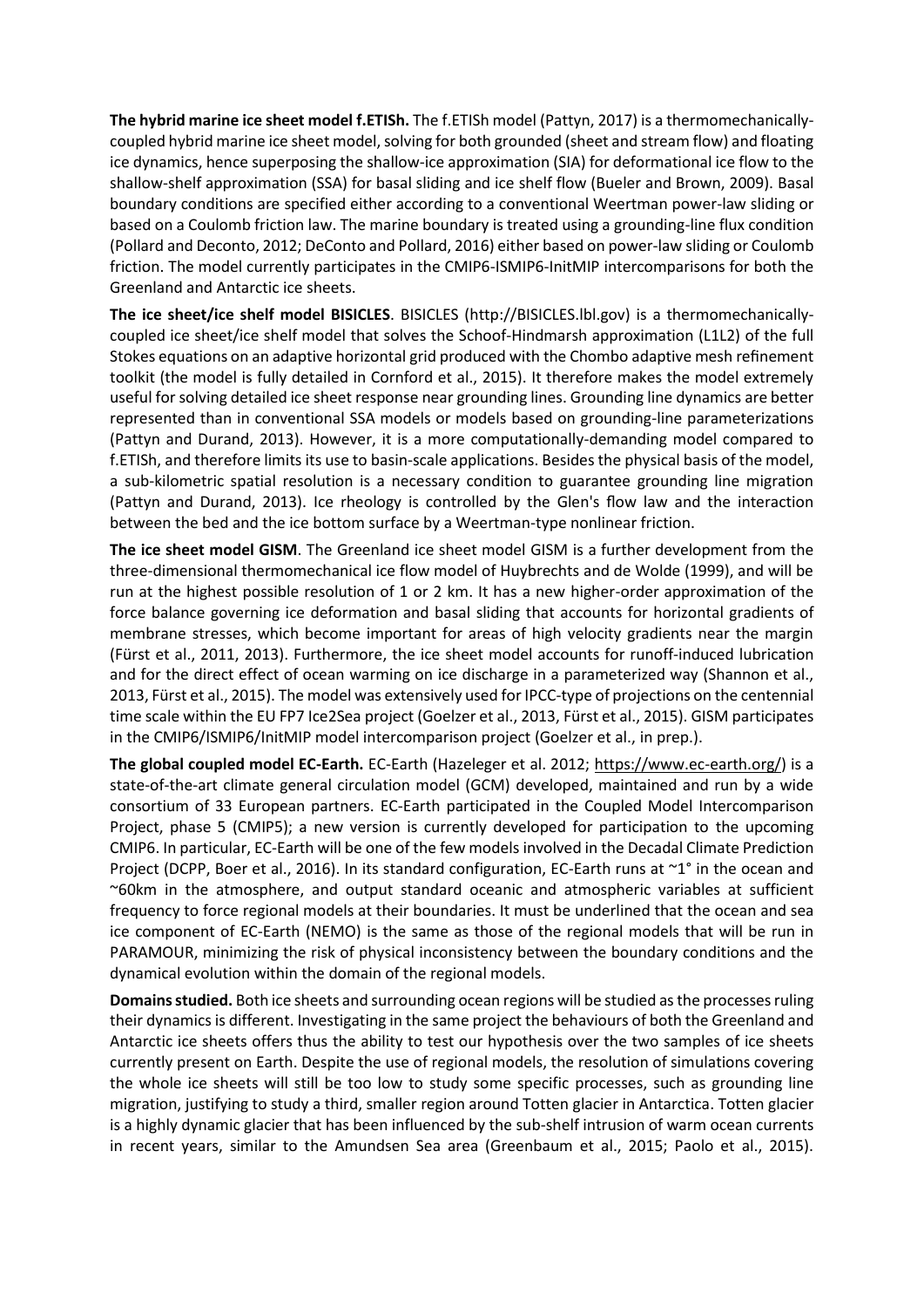**The hybrid marine ice sheet model f.ETISh.** The f.ETISh model (Pattyn, 2017) is a thermomechanically-coupled hybrid marine ice sheet model, solving for both grounded (sheet and stream flow) and floating ice dynamics, hence superposing the shallow-ice approximation (SIA) for deformational ice flow to the shallow-shelf approximation (SSA) for basal sliding and ice shelf flow (Bueler and Brown, 2009). Basal boundary conditions are specified either according to a conventional Weertman power-law sliding or based on a Coulomb friction law. The marine boundary is treated using a grounding-line flux condition (Pollard and Deconto, 2012; DeConto and Pollard, 2016) either based on power-law sliding or Coulomb friction. The model currently participates in the CMIP6-ISMIP6-InitMIP intercomparisons for both the Greenland and Antarctic ice sheets.

**The ice sheet/ice shelf model BISICLES**. BISICLES (http://BISICLES.lbl.gov) is a thermomechanically-coupled ice sheet/ice shelf model that solves the Schoof-Hindmarsh approximation (L1L2) of the full Stokes equations on an adaptive horizontal grid produced with the Chombo adaptive mesh refinement toolkit (the model is fully detailed in Cornford et al., 2015). It therefore makes the model extremely useful for solving detailed ice sheet response near grounding lines. Grounding line dynamics are better represented than in conventional SSA models or models based on grounding-line parameterizations (Pattyn and Durand, 2013). However, it is a more computationally-demanding model compared to f.ETISh, and therefore limits its use to basin-scale applications. Besides the physical basis of the model, a sub-kilometric spatial resolution is a necessary condition to guarantee grounding line migration (Pattyn and Durand, 2013). Ice rheology is controlled by the Glen's flow law and the interaction between the bed and the ice bottom surface by a Weertman-type nonlinear friction.

**The ice sheet model GISM**. The Greenland ice sheet model GISM is a further development from the three-dimensional thermomechanical ice flow model of Huybrechts and de Wolde (1999), and will be run at the highest possible resolution of 1 or 2 km. It has a new higher-order approximation of the force balance governing ice deformation and basal sliding that accounts for horizontal gradients of membrane stresses, which become important for areas of high velocity gradients near the margin (Fürst et al., 2011, 2013). Furthermore, the ice sheet model accounts for runoff-induced lubrication and for the direct effect of ocean warming on ice discharge in a parameterized way (Shannon et al., 2013, Fürst et al., 2015). The model was extensively used for IPCC-type of projections on the centennial time scale within the EU FP7 Ice2Sea project (Goelzer et al., 2013, Fürst et al., 2015). GISM participates in the CMIP6/ISMIP6/InitMIP model intercomparison project (Goelzer et al., in prep.).

**The global coupled model EC-Earth.** EC-Earth (Hazeleger et al. 2012; https://www.ec-earth.org/) is a state-of-the-art climate general circulation model (GCM) developed, maintained and run by a wide consortium of 33 European partners. EC-Earth participated in the Coupled Model Intercomparison Project, phase 5 (CMIP5); a new version is currently developed for participation to the upcoming CMIP6. In particular, EC-Earth will be one of the few models involved in the Decadal Climate Prediction Project (DCPP, Boer et al., 2016). In its standard configuration, EC-Earth runs at ~1° in the ocean and ~60km in the atmosphere, and output standard oceanic and atmospheric variables at sufficient frequency to force regional models at their boundaries. It must be underlined that the ocean and sea ice component of EC-Earth (NEMO) is the same as those of the regional models that will be run in PARAMOUR, minimizing the risk of physical inconsistency between the boundary conditions and the dynamical evolution within the domain of the regional models.

**Domains studied.** Both ice sheets and surrounding ocean regions will be studied as the processes ruling their dynamics is different. Investigating in the same project the behaviours of both the Greenland and Antarctic ice sheets offers thus the ability to test our hypothesis over the two samples of ice sheets currently present on Earth. Despite the use of regional models, the resolution of simulations covering the whole ice sheets will still be too low to study some specific processes, such as grounding line migration, justifying to study a third, smaller region around Totten glacier in Antarctica. Totten glacier is a highly dynamic glacier that has been influenced by the sub-shelf intrusion of warm ocean currents in recent years, similar to the Amundsen Sea area (Greenbaum et al., 2015; Paolo et al., 2015).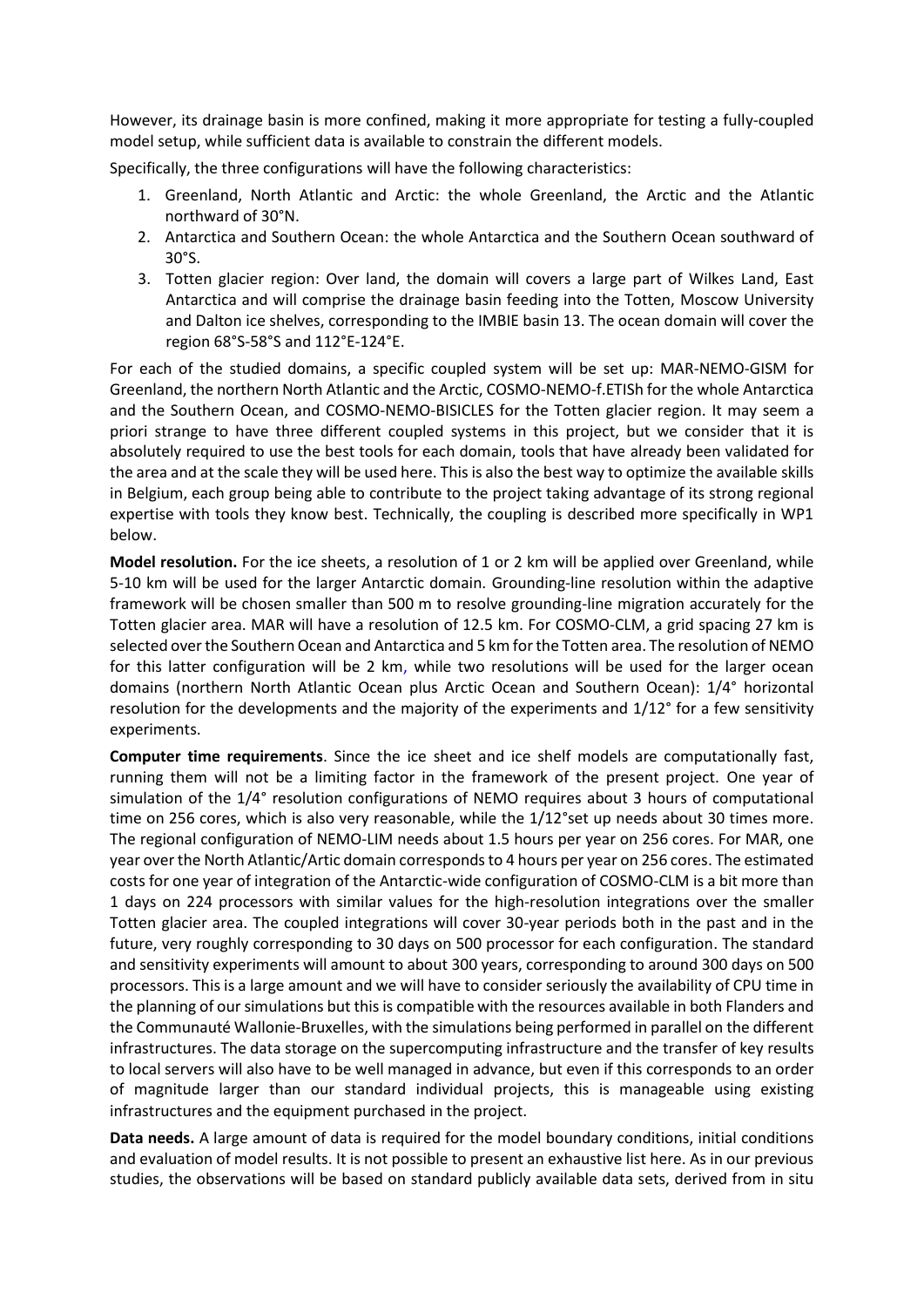However, its drainage basin is more confined, making it more appropriate for testing a fully-coupled model setup, while sufficient data is available to constrain the different models.

Specifically, the three configurations will have the following characteristics:

1. Greenland, North Atlantic and Arctic: the whole Greenland, the Arctic and the Atlantic northward of 30°N.
2. Antarctica and Southern Ocean: the whole Antarctica and the Southern Ocean southward of 30°S.
3. Totten glacier region: Over land, the domain will covers a large part of Wilkes Land, East Antarctica and will comprise the drainage basin feeding into the Totten, Moscow University and Dalton ice shelves, corresponding to the IMBIE basin 13. The ocean domain will cover the region 68°S-58°S and 112°E-124°E.

For each of the studied domains, a specific coupled system will be set up: MAR-NEMO-GISM for Greenland, the northern North Atlantic and the Arctic, COSMO-NEMO-f.ETISh for the whole Antarctica and the Southern Ocean, and COSMO-NEMO-BISICLES for the Totten glacier region. It may seem a priori strange to have three different coupled systems in this project, but we consider that it is absolutely required to use the best tools for each domain, tools that have already been validated for the area and at the scale they will be used here. This is also the best way to optimize the available skills in Belgium, each group being able to contribute to the project taking advantage of its strong regional expertise with tools they know best. Technically, the coupling is described more specifically in WP1 below.

**Model resolution.** For the ice sheets, a resolution of 1 or 2 km will be applied over Greenland, while 5-10 km will be used for the larger Antarctic domain. Grounding-line resolution within the adaptive framework will be chosen smaller than 500 m to resolve grounding-line migration accurately for the Totten glacier area. MAR will have a resolution of 12.5 km. For COSMO-CLM, a grid spacing 27 km is selected over the Southern Ocean and Antarctica and 5 km for the Totten area. The resolution of NEMO for this latter configuration will be 2 km, while two resolutions will be used for the larger ocean domains (northern North Atlantic Ocean plus Arctic Ocean and Southern Ocean): 1/4° horizontal resolution for the developments and the majority of the experiments and 1/12° for a few sensitivity experiments.

**Computer time requirements**. Since the ice sheet and ice shelf models are computationally fast, running them will not be a limiting factor in the framework of the present project. One year of simulation of the 1/4° resolution configurations of NEMO requires about 3 hours of computational time on 256 cores, which is also very reasonable, while the 1/12°set up needs about 30 times more. The regional configuration of NEMO-LIM needs about 1.5 hours per year on 256 cores. For MAR, one year over the North Atlantic/Artic domain corresponds to 4 hours per year on 256 cores. The estimated costs for one year of integration of the Antarctic-wide configuration of COSMO-CLM is a bit more than 1 days on 224 processors with similar values for the high-resolution integrations over the smaller Totten glacier area. The coupled integrations will cover 30-year periods both in the past and in the future, very roughly corresponding to 30 days on 500 processor for each configuration. The standard and sensitivity experiments will amount to about 300 years, corresponding to around 300 days on 500 processors. This is a large amount and we will have to consider seriously the availability of CPU time in the planning of our simulations but this is compatible with the resources available in both Flanders and the Communauté Wallonie-Bruxelles, with the simulations being performed in parallel on the different infrastructures. The data storage on the supercomputing infrastructure and the transfer of key results to local servers will also have to be well managed in advance, but even if this corresponds to an order of magnitude larger than our standard individual projects, this is manageable using existing infrastructures and the equipment purchased in the project.

**Data needs.** A large amount of data is required for the model boundary conditions, initial conditions and evaluation of model results. It is not possible to present an exhaustive list here. As in our previous studies, the observations will be based on standard publicly available data sets, derived from in situ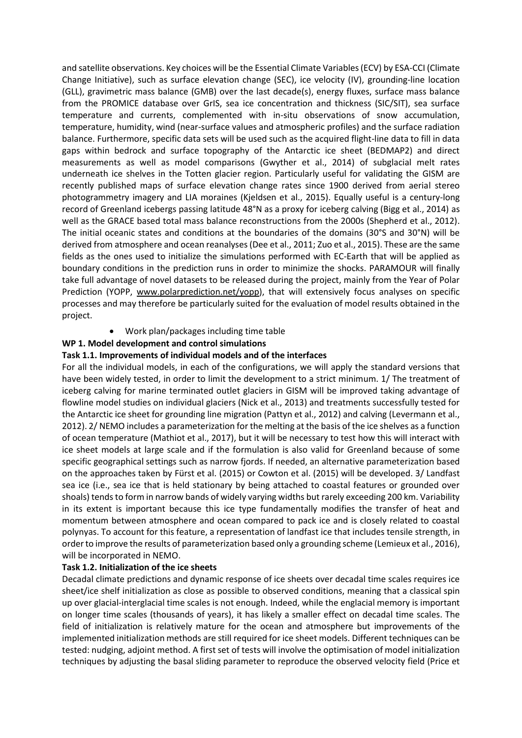and satellite observations. Key choices will be the Essential Climate Variables (ECV) by ESA-CCI (Climate Change Initiative), such as surface elevation change (SEC), ice velocity (IV), grounding-line location (GLL), gravimetric mass balance (GMB) over the last decade(s), energy fluxes, surface mass balance from the PROMICE database over GrIS, sea ice concentration and thickness (SIC/SIT), sea surface temperature and currents, complemented with in-situ observations of snow accumulation, temperature, humidity, wind (near-surface values and atmospheric profiles) and the surface radiation balance. Furthermore, specific data sets will be used such as the acquired flight-line data to fill in data gaps within bedrock and surface topography of the Antarctic ice sheet (BEDMAP2) and direct measurements as well as model comparisons (Gwyther et al., 2014) of subglacial melt rates underneath ice shelves in the Totten glacier region. Particularly useful for validating the GISM are recently published maps of surface elevation change rates since 1900 derived from aerial stereo photogrammetry imagery and LIA moraines (Kjeldsen et al., 2015). Equally useful is a century-long record of Greenland icebergs passing latitude 48°N as a proxy for iceberg calving (Bigg et al., 2014) as well as the GRACE based total mass balance reconstructions from the 2000s (Shepherd et al., 2012). The initial oceanic states and conditions at the boundaries of the domains (30°S and 30°N) will be derived from atmosphere and ocean reanalyses (Dee et al., 2011; Zuo et al., 2015). These are the same fields as the ones used to initialize the simulations performed with EC-Earth that will be applied as boundary conditions in the prediction runs in order to minimize the shocks. PARAMOUR will finally take full advantage of novel datasets to be released during the project, mainly from the Year of Polar Prediction (YOPP, www.polarprediction.net/yopp), that will extensively focus analyses on specific processes and may therefore be particularly suited for the evaluation of model results obtained in the project.

- Work plan/packages including time table

**WP 1. Model development and control simulations**

**Task 1.1. Improvements of individual models and of the interfaces**

For all the individual models, in each of the configurations, we will apply the standard versions that have been widely tested, in order to limit the development to a strict minimum. 1/ The treatment of iceberg calving for marine terminated outlet glaciers in GISM will be improved taking advantage of flowline model studies on individual glaciers (Nick et al., 2013) and treatments successfully tested for the Antarctic ice sheet for grounding line migration (Pattyn et al., 2012) and calving (Levermann et al., 2012). 2/ NEMO includes a parameterization for the melting at the basis of the ice shelves as a function of ocean temperature (Mathiot et al., 2017), but it will be necessary to test how this will interact with ice sheet models at large scale and if the formulation is also valid for Greenland because of some specific geographical settings such as narrow fjords. If needed, an alternative parameterization based on the approaches taken by Fürst et al. (2015) or Cowton et al. (2015) will be developed. 3/ Landfast sea ice (i.e., sea ice that is held stationary by being attached to coastal features or grounded over shoals) tends to form in narrow bands of widely varying widths but rarely exceeding 200 km. Variability in its extent is important because this ice type fundamentally modifies the transfer of heat and momentum between atmosphere and ocean compared to pack ice and is closely related to coastal polynyas. To account for this feature, a representation of landfast ice that includes tensile strength, in order to improve the results of parameterization based only a grounding scheme (Lemieux et al., 2016), will be incorporated in NEMO.

**Task 1.2. Initialization of the ice sheets**

Decadal climate predictions and dynamic response of ice sheets over decadal time scales requires ice sheet/ice shelf initialization as close as possible to observed conditions, meaning that a classical spin up over glacial-interglacial time scales is not enough. Indeed, while the englacial memory is important on longer time scales (thousands of years), it has likely a smaller effect on decadal time scales. The field of initialization is relatively mature for the ocean and atmosphere but improvements of the implemented initialization methods are still required for ice sheet models. Different techniques can be tested: nudging, adjoint method. A first set of tests will involve the optimisation of model initialization techniques by adjusting the basal sliding parameter to reproduce the observed velocity field (Price et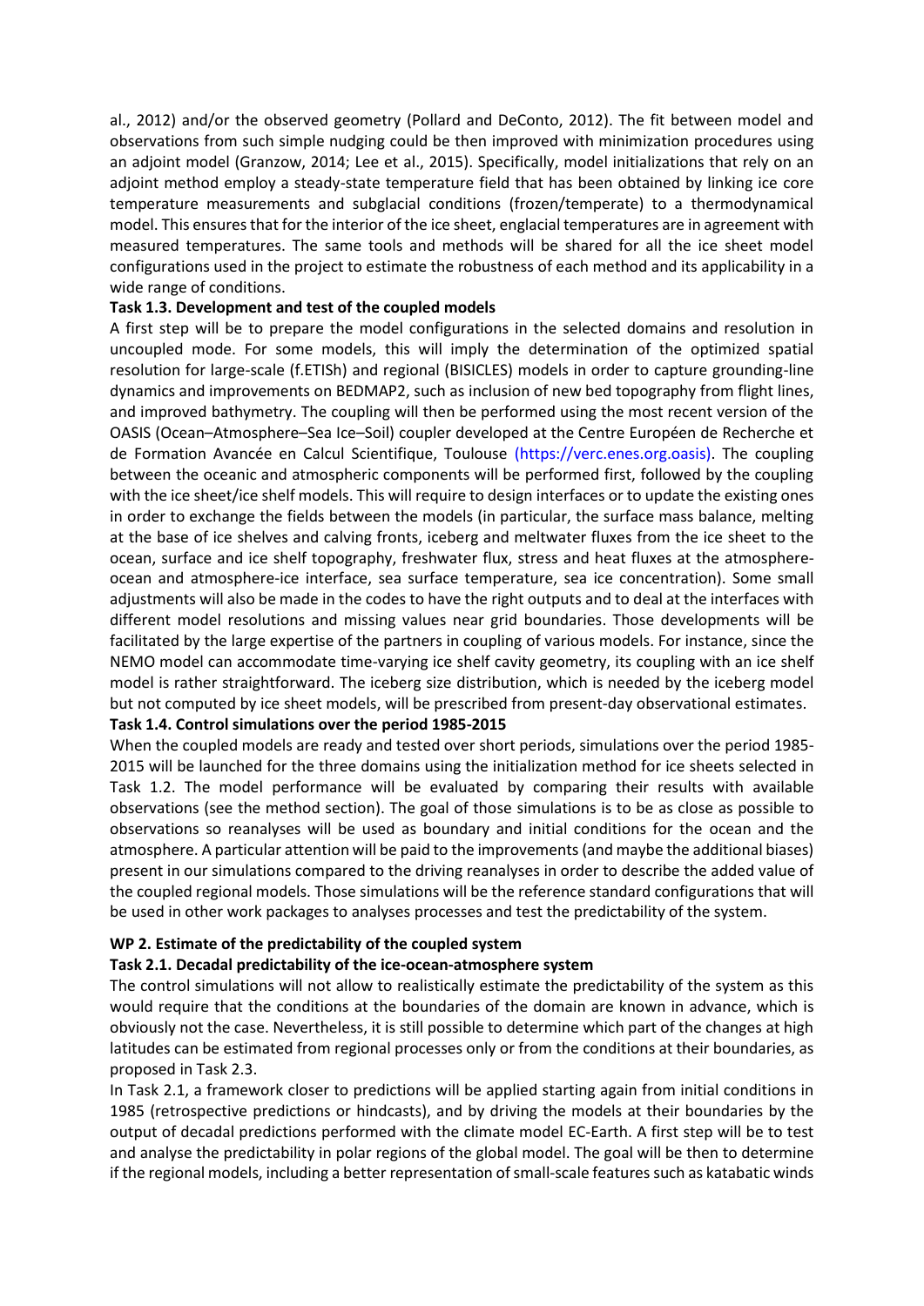al., 2012) and/or the observed geometry (Pollard and DeConto, 2012). The fit between model and observations from such simple nudging could be then improved with minimization procedures using an adjoint model (Granzow, 2014; Lee et al., 2015). Specifically, model initializations that rely on an adjoint method employ a steady-state temperature field that has been obtained by linking ice core temperature measurements and subglacial conditions (frozen/temperate) to a thermodynamical model. This ensures that for the interior of the ice sheet, englacial temperatures are in agreement with measured temperatures. The same tools and methods will be shared for all the ice sheet model configurations used in the project to estimate the robustness of each method and its applicability in a wide range of conditions.

**Task 1.3. Development and test of the coupled models**

A first step will be to prepare the model configurations in the selected domains and resolution in uncoupled mode. For some models, this will imply the determination of the optimized spatial resolution for large-scale (f.ETISh) and regional (BISICLES) models in order to capture grounding-line dynamics and improvements on BEDMAP2, such as inclusion of new bed topography from flight lines, and improved bathymetry. The coupling will then be performed using the most recent version of the OASIS (Ocean–Atmosphere–Sea Ice–Soil) coupler developed at the Centre Européen de Recherche et de Formation Avancée en Calcul Scientifique, Toulouse (https://verc.enes.org.oasis). The coupling between the oceanic and atmospheric components will be performed first, followed by the coupling with the ice sheet/ice shelf models. This will require to design interfaces or to update the existing ones in order to exchange the fields between the models (in particular, the surface mass balance, melting at the base of ice shelves and calving fronts, iceberg and meltwater fluxes from the ice sheet to the ocean, surface and ice shelf topography, freshwater flux, stress and heat fluxes at the atmosphere-ocean and atmosphere-ice interface, sea surface temperature, sea ice concentration). Some small adjustments will also be made in the codes to have the right outputs and to deal at the interfaces with different model resolutions and missing values near grid boundaries. Those developments will be facilitated by the large expertise of the partners in coupling of various models. For instance, since the NEMO model can accommodate time-varying ice shelf cavity geometry, its coupling with an ice shelf model is rather straightforward. The iceberg size distribution, which is needed by the iceberg model but not computed by ice sheet models, will be prescribed from present-day observational estimates.

**Task 1.4. Control simulations over the period 1985-2015**

When the coupled models are ready and tested over short periods, simulations over the period 1985-2015 will be launched for the three domains using the initialization method for ice sheets selected in Task 1.2. The model performance will be evaluated by comparing their results with available observations (see the method section). The goal of those simulations is to be as close as possible to observations so reanalyses will be used as boundary and initial conditions for the ocean and the atmosphere. A particular attention will be paid to the improvements (and maybe the additional biases) present in our simulations compared to the driving reanalyses in order to describe the added value of the coupled regional models. Those simulations will be the reference standard configurations that will be used in other work packages to analyses processes and test the predictability of the system.

**WP 2. Estimate of the predictability of the coupled system**

**Task 2.1. Decadal predictability of the ice-ocean-atmosphere system**

The control simulations will not allow to realistically estimate the predictability of the system as this would require that the conditions at the boundaries of the domain are known in advance, which is obviously not the case. Nevertheless, it is still possible to determine which part of the changes at high latitudes can be estimated from regional processes only or from the conditions at their boundaries, as proposed in Task 2.3.

In Task 2.1, a framework closer to predictions will be applied starting again from initial conditions in 1985 (retrospective predictions or hindcasts), and by driving the models at their boundaries by the output of decadal predictions performed with the climate model EC-Earth. A first step will be to test and analyse the predictability in polar regions of the global model. The goal will be then to determine if the regional models, including a better representation of small-scale features such as katabatic winds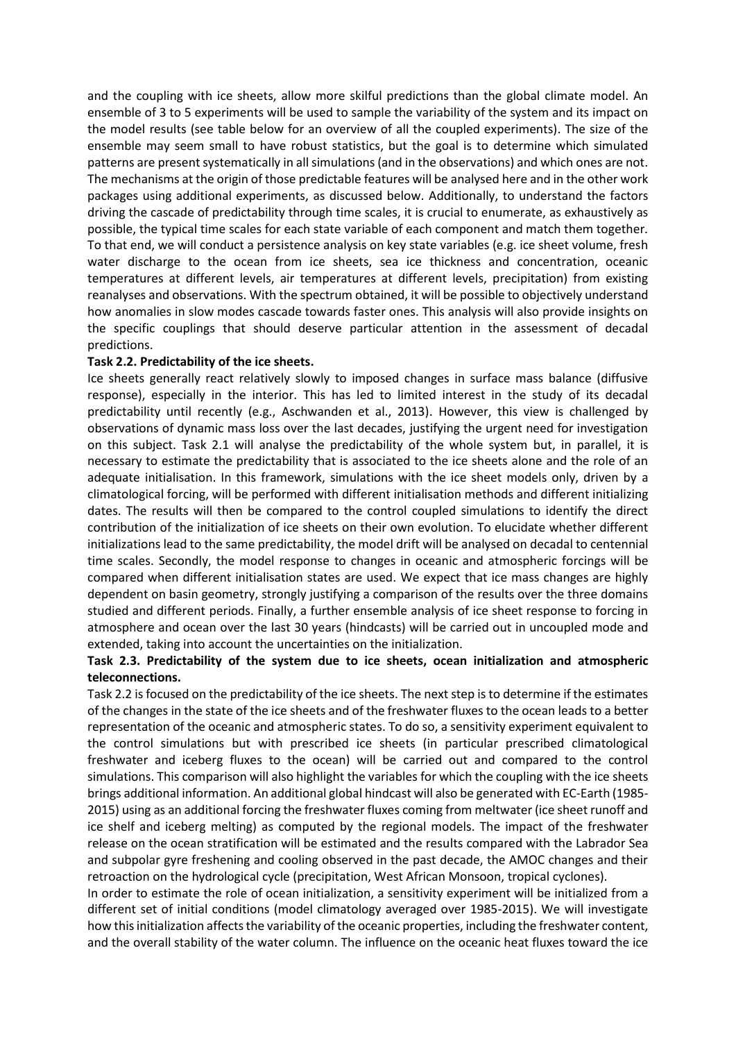and the coupling with ice sheets, allow more skilful predictions than the global climate model. An ensemble of 3 to 5 experiments will be used to sample the variability of the system and its impact on the model results (see table below for an overview of all the coupled experiments). The size of the ensemble may seem small to have robust statistics, but the goal is to determine which simulated patterns are present systematically in all simulations (and in the observations) and which ones are not. The mechanisms at the origin of those predictable features will be analysed here and in the other work packages using additional experiments, as discussed below. Additionally, to understand the factors driving the cascade of predictability through time scales, it is crucial to enumerate, as exhaustively as possible, the typical time scales for each state variable of each component and match them together. To that end, we will conduct a persistence analysis on key state variables (e.g. ice sheet volume, fresh water discharge to the ocean from ice sheets, sea ice thickness and concentration, oceanic temperatures at different levels, air temperatures at different levels, precipitation) from existing reanalyses and observations. With the spectrum obtained, it will be possible to objectively understand how anomalies in slow modes cascade towards faster ones. This analysis will also provide insights on the specific couplings that should deserve particular attention in the assessment of decadal predictions.

**Task 2.2. Predictability of the ice sheets.**

Ice sheets generally react relatively slowly to imposed changes in surface mass balance (diffusive response), especially in the interior. This has led to limited interest in the study of its decadal predictability until recently (e.g., Aschwanden et al., 2013). However, this view is challenged by observations of dynamic mass loss over the last decades, justifying the urgent need for investigation on this subject. Task 2.1 will analyse the predictability of the whole system but, in parallel, it is necessary to estimate the predictability that is associated to the ice sheets alone and the role of an adequate initialisation. In this framework, simulations with the ice sheet models only, driven by a climatological forcing, will be performed with different initialisation methods and different initializing dates. The results will then be compared to the control coupled simulations to identify the direct contribution of the initialization of ice sheets on their own evolution. To elucidate whether different initializations lead to the same predictability, the model drift will be analysed on decadal to centennial time scales. Secondly, the model response to changes in oceanic and atmospheric forcings will be compared when different initialisation states are used. We expect that ice mass changes are highly dependent on basin geometry, strongly justifying a comparison of the results over the three domains studied and different periods. Finally, a further ensemble analysis of ice sheet response to forcing in atmosphere and ocean over the last 30 years (hindcasts) will be carried out in uncoupled mode and extended, taking into account the uncertainties on the initialization.

**Task 2.3. Predictability of the system due to ice sheets, ocean initialization and atmospheric teleconnections.**

Task 2.2 is focused on the predictability of the ice sheets. The next step is to determine if the estimates of the changes in the state of the ice sheets and of the freshwater fluxes to the ocean leads to a better representation of the oceanic and atmospheric states. To do so, a sensitivity experiment equivalent to the control simulations but with prescribed ice sheets (in particular prescribed climatological freshwater and iceberg fluxes to the ocean) will be carried out and compared to the control simulations. This comparison will also highlight the variables for which the coupling with the ice sheets brings additional information. An additional global hindcast will also be generated with EC-Earth (1985-2015) using as an additional forcing the freshwater fluxes coming from meltwater (ice sheet runoff and ice shelf and iceberg melting) as computed by the regional models. The impact of the freshwater release on the ocean stratification will be estimated and the results compared with the Labrador Sea and subpolar gyre freshening and cooling observed in the past decade, the AMOC changes and their retroaction on the hydrological cycle (precipitation, West African Monsoon, tropical cyclones).

In order to estimate the role of ocean initialization, a sensitivity experiment will be initialized from a different set of initial conditions (model climatology averaged over 1985-2015). We will investigate how this initialization affects the variability of the oceanic properties, including the freshwater content, and the overall stability of the water column. The influence on the oceanic heat fluxes toward the ice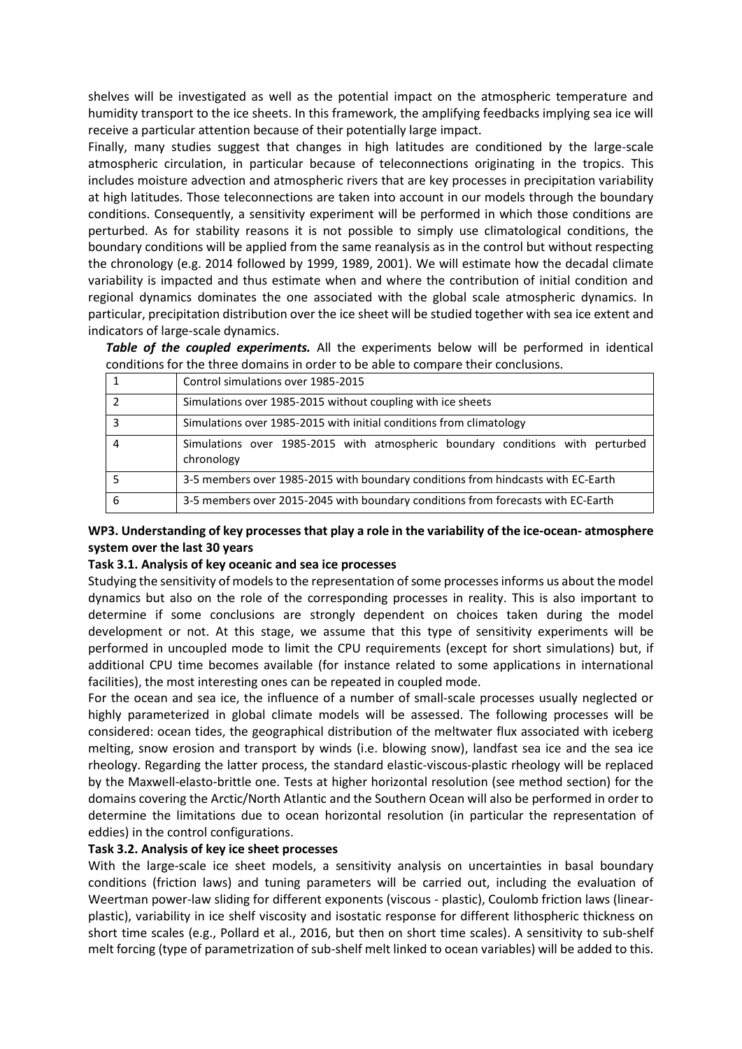shelves will be investigated as well as the potential impact on the atmospheric temperature and humidity transport to the ice sheets. In this framework, the amplifying feedbacks implying sea ice will receive a particular attention because of their potentially large impact.

Finally, many studies suggest that changes in high latitudes are conditioned by the large-scale atmospheric circulation, in particular because of teleconnections originating in the tropics. This includes moisture advection and atmospheric rivers that are key processes in precipitation variability at high latitudes. Those teleconnections are taken into account in our models through the boundary conditions. Consequently, a sensitivity experiment will be performed in which those conditions are perturbed. As for stability reasons it is not possible to simply use climatological conditions, the boundary conditions will be applied from the same reanalysis as in the control but without respecting the chronology (e.g. 2014 followed by 1999, 1989, 2001). We will estimate how the decadal climate variability is impacted and thus estimate when and where the contribution of initial condition and regional dynamics dominates the one associated with the global scale atmospheric dynamics. In particular, precipitation distribution over the ice sheet will be studied together with sea ice extent and indicators of large-scale dynamics.

***Table of the coupled experiments.*** All the experiments below will be performed in identical conditions for the three domains in order to be able to compare their conclusions.

| | |
|---|---|
| 1 | Control simulations over 1985-2015 |
| 2 | Simulations over 1985-2015 without coupling with ice sheets |
| 3 | Simulations over 1985-2015 with initial conditions from climatology |
| 4 | Simulations over 1985-2015 with atmospheric boundary conditions with perturbed chronology |
| 5 | 3-5 members over 1985-2015 with boundary conditions from hindcasts with EC-Earth |
| 6 | 3-5 members over 2015-2045 with boundary conditions from forecasts with EC-Earth |

**WP3. Understanding of key processes that play a role in the variability of the ice-ocean- atmosphere system over the last 30 years**

**Task 3.1. Analysis of key oceanic and sea ice processes**

Studying the sensitivity of models to the representation of some processes informs us about the model dynamics but also on the role of the corresponding processes in reality. This is also important to determine if some conclusions are strongly dependent on choices taken during the model development or not. At this stage, we assume that this type of sensitivity experiments will be performed in uncoupled mode to limit the CPU requirements (except for short simulations) but, if additional CPU time becomes available (for instance related to some applications in international facilities), the most interesting ones can be repeated in coupled mode.

For the ocean and sea ice, the influence of a number of small-scale processes usually neglected or highly parameterized in global climate models will be assessed. The following processes will be considered: ocean tides, the geographical distribution of the meltwater flux associated with iceberg melting, snow erosion and transport by winds (i.e. blowing snow), landfast sea ice and the sea ice rheology. Regarding the latter process, the standard elastic-viscous-plastic rheology will be replaced by the Maxwell-elasto-brittle one. Tests at higher horizontal resolution (see method section) for the domains covering the Arctic/North Atlantic and the Southern Ocean will also be performed in order to determine the limitations due to ocean horizontal resolution (in particular the representation of eddies) in the control configurations.

**Task 3.2. Analysis of key ice sheet processes**

With the large-scale ice sheet models, a sensitivity analysis on uncertainties in basal boundary conditions (friction laws) and tuning parameters will be carried out, including the evaluation of Weertman power-law sliding for different exponents (viscous - plastic), Coulomb friction laws (linear-plastic), variability in ice shelf viscosity and isostatic response for different lithospheric thickness on short time scales (e.g., Pollard et al., 2016, but then on short time scales). A sensitivity to sub-shelf melt forcing (type of parametrization of sub-shelf melt linked to ocean variables) will be added to this.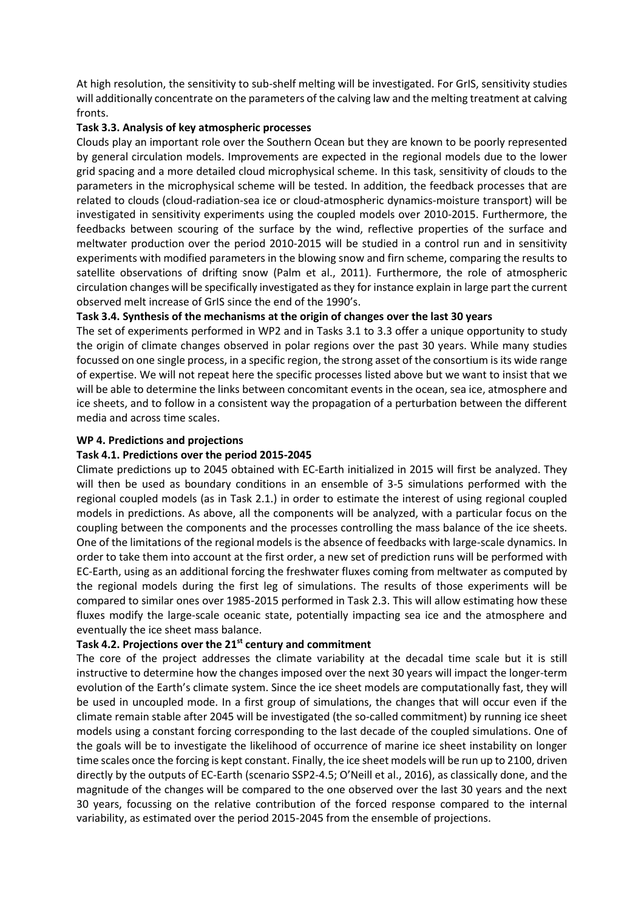At high resolution, the sensitivity to sub-shelf melting will be investigated. For GrIS, sensitivity studies will additionally concentrate on the parameters of the calving law and the melting treatment at calving fronts.

**Task 3.3. Analysis of key atmospheric processes**

Clouds play an important role over the Southern Ocean but they are known to be poorly represented by general circulation models. Improvements are expected in the regional models due to the lower grid spacing and a more detailed cloud microphysical scheme. In this task, sensitivity of clouds to the parameters in the microphysical scheme will be tested. In addition, the feedback processes that are related to clouds (cloud-radiation-sea ice or cloud-atmospheric dynamics-moisture transport) will be investigated in sensitivity experiments using the coupled models over 2010-2015. Furthermore, the feedbacks between scouring of the surface by the wind, reflective properties of the surface and meltwater production over the period 2010-2015 will be studied in a control run and in sensitivity experiments with modified parameters in the blowing snow and firn scheme, comparing the results to satellite observations of drifting snow (Palm et al., 2011). Furthermore, the role of atmospheric circulation changes will be specifically investigated as they for instance explain in large part the current observed melt increase of GrIS since the end of the 1990's.

**Task 3.4. Synthesis of the mechanisms at the origin of changes over the last 30 years**

The set of experiments performed in WP2 and in Tasks 3.1 to 3.3 offer a unique opportunity to study the origin of climate changes observed in polar regions over the past 30 years. While many studies focussed on one single process, in a specific region, the strong asset of the consortium is its wide range of expertise. We will not repeat here the specific processes listed above but we want to insist that we will be able to determine the links between concomitant events in the ocean, sea ice, atmosphere and ice sheets, and to follow in a consistent way the propagation of a perturbation between the different media and across time scales.

**WP 4. Predictions and projections**

**Task 4.1. Predictions over the period 2015-2045**

Climate predictions up to 2045 obtained with EC-Earth initialized in 2015 will first be analyzed. They will then be used as boundary conditions in an ensemble of 3-5 simulations performed with the regional coupled models (as in Task 2.1.) in order to estimate the interest of using regional coupled models in predictions. As above, all the components will be analyzed, with a particular focus on the coupling between the components and the processes controlling the mass balance of the ice sheets. One of the limitations of the regional models is the absence of feedbacks with large-scale dynamics. In order to take them into account at the first order, a new set of prediction runs will be performed with EC-Earth, using as an additional forcing the freshwater fluxes coming from meltwater as computed by the regional models during the first leg of simulations. The results of those experiments will be compared to similar ones over 1985-2015 performed in Task 2.3. This will allow estimating how these fluxes modify the large-scale oceanic state, potentially impacting sea ice and the atmosphere and eventually the ice sheet mass balance.

**Task 4.2. Projections over the 21st century and commitment**

The core of the project addresses the climate variability at the decadal time scale but it is still instructive to determine how the changes imposed over the next 30 years will impact the longer-term evolution of the Earth's climate system. Since the ice sheet models are computationally fast, they will be used in uncoupled mode. In a first group of simulations, the changes that will occur even if the climate remain stable after 2045 will be investigated (the so-called commitment) by running ice sheet models using a constant forcing corresponding to the last decade of the coupled simulations. One of the goals will be to investigate the likelihood of occurrence of marine ice sheet instability on longer time scales once the forcing is kept constant. Finally, the ice sheet models will be run up to 2100, driven directly by the outputs of EC-Earth (scenario SSP2-4.5; O'Neill et al., 2016), as classically done, and the magnitude of the changes will be compared to the one observed over the last 30 years and the next 30 years, focussing on the relative contribution of the forced response compared to the internal variability, as estimated over the period 2015-2045 from the ensemble of projections.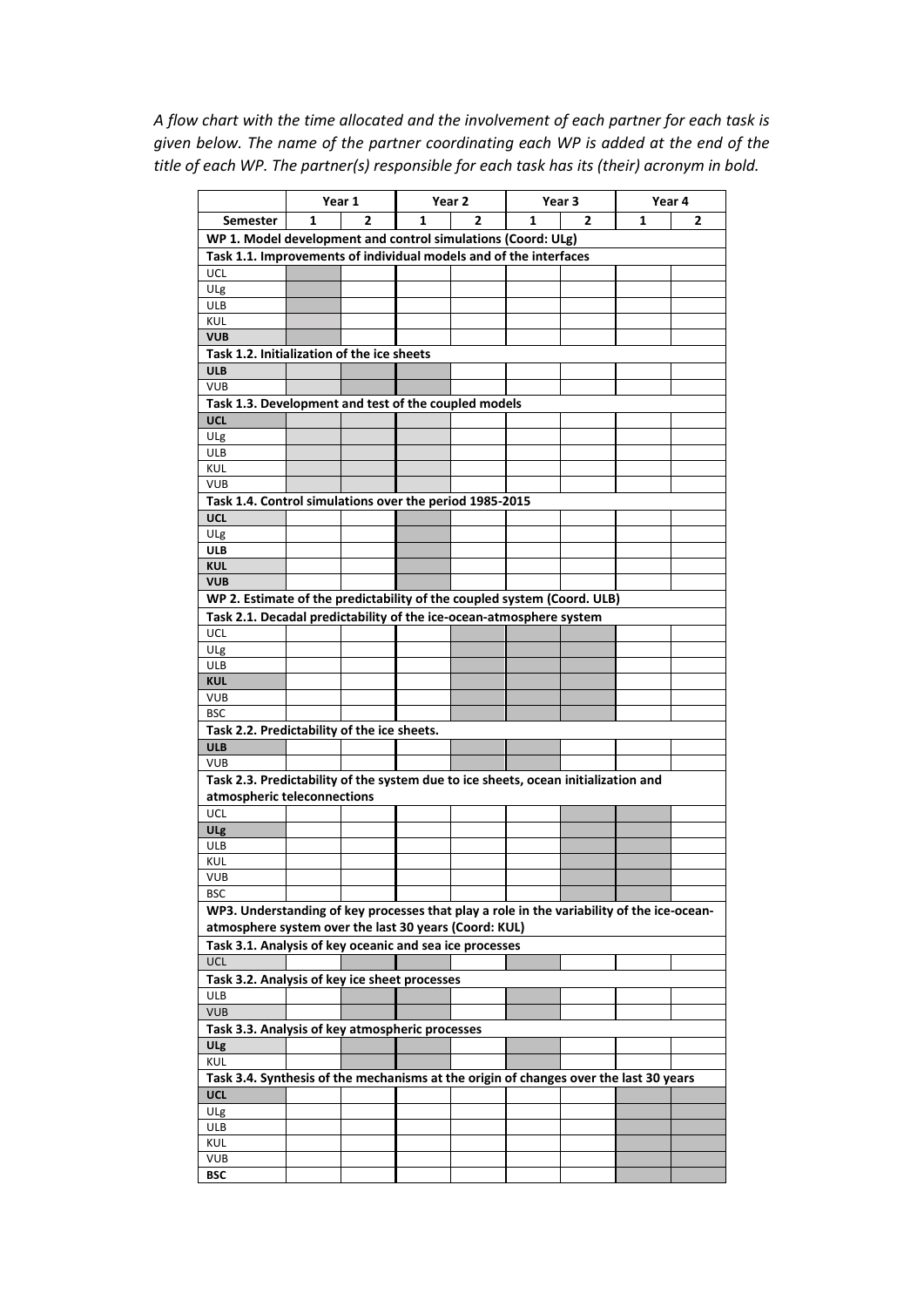*A flow chart with the time allocated and the involvement of each partner for each task is given below. The name of the partner coordinating each WP is added at the end of the title of each WP. The partner(s) responsible for each task has its (their) acronym in bold.*

(X = shaded cell in the original chart)

| | Year 1 | | Year 2 | | Year 3 | | Year 4 | |
|---|---|---|---|---|---|---|---|---|
| **Semester** | **1** | **2** | **1** | **2** | **1** | **2** | **1** | **2** |
| **WP 1. Model development and control simulations (Coord: ULg)** | | | | | | | | |
| **Task 1.1. Improvements of individual models and of the interfaces** | | | | | | | | |
| UCL | X | | | | | | | |
| ULg | X | | | | | | | |
| ULB | X | | | | | | | |
| KUL | X | | | | | | | |
| **VUB** | X | | | | | | | |
| **Task 1.2. Initialization of the ice sheets** | | | | | | | | |
| **ULB** | X | X | X | | | | | |
| VUB | X | X | X | | | | | |
| **Task 1.3. Development and test of the coupled models** | | | | | | | | |
| **UCL** | X | X | X | | | | | |
| ULg | X | X | X | | | | | |
| ULB | X | X | X | | | | | |
| KUL | X | X | X | | | | | |
| VUB | X | X | X | | | | | |
| **Task 1.4. Control simulations over the period 1985-2015** | | | | | | | | |
| **UCL** | | | X | | | | | |
| ULg | | | X | | | | | |
| **ULB** | | | X | | | | | |
| **KUL** | | | X | | | | | |
| **VUB** | | | X | | | | | |
| **WP 2. Estimate of the predictability of the coupled system (Coord. ULB)** | | | | | | | | |
| **Task 2.1. Decadal predictability of the ice-ocean-atmosphere system** | | | | | | | | |
| UCL | | | | X | X | X | | |
| ULg | | | | X | X | X | | |
| ULB | | | | X | X | X | | |
| **KUL** | | | | X | X | X | | |
| VUB | | | | X | X | X | | |
| BSC | | | | X | X | X | | |
| **Task 2.2. Predictability of the ice sheets.** | | | | | | | | |
| **ULB** | | | | X | X | | | |
| VUB | | | | X | X | | | |
| **Task 2.3. Predictability of the system due to ice sheets, ocean initialization and atmospheric teleconnections** | | | | | | | | |
| UCL | | | | | | X | X | |
| **ULg** | | | | | | X | X | |
| ULB | | | | | | X | X | |
| KUL | | | | | | X | X | |
| VUB | | | | | | X | X | |
| BSC | | | | | | X | X | |
| **WP3. Understanding of key processes that play a role in the variability of the ice-ocean-atmosphere system over the last 30 years (Coord: KUL)** | | | | | | | | |
| **Task 3.1. Analysis of key oceanic and sea ice processes** | | | | | | | | |
| UCL | | X | X | | X | | | |
| **Task 3.2. Analysis of key ice sheet processes** | | | | | | | | |
| ULB | | X | X | | X | | | |
| VUB | | X | X | | X | | | |
| **Task 3.3. Analysis of key atmospheric processes** | | | | | | | | |
| **ULg** | | X | X | | X | | | |
| KUL | | X | X | | X | | | |
| **Task 3.4. Synthesis of the mechanisms at the origin of changes over the last 30 years** | | | | | | | | |
| **UCL** | | | | | | | X | X |
| ULg | | | | | | | X | X |
| ULB | | | | | | | X | X |
| KUL | | | | | | | X | X |
| VUB | | | | | | | X | X |
| **BSC** | | | | | | | X | X |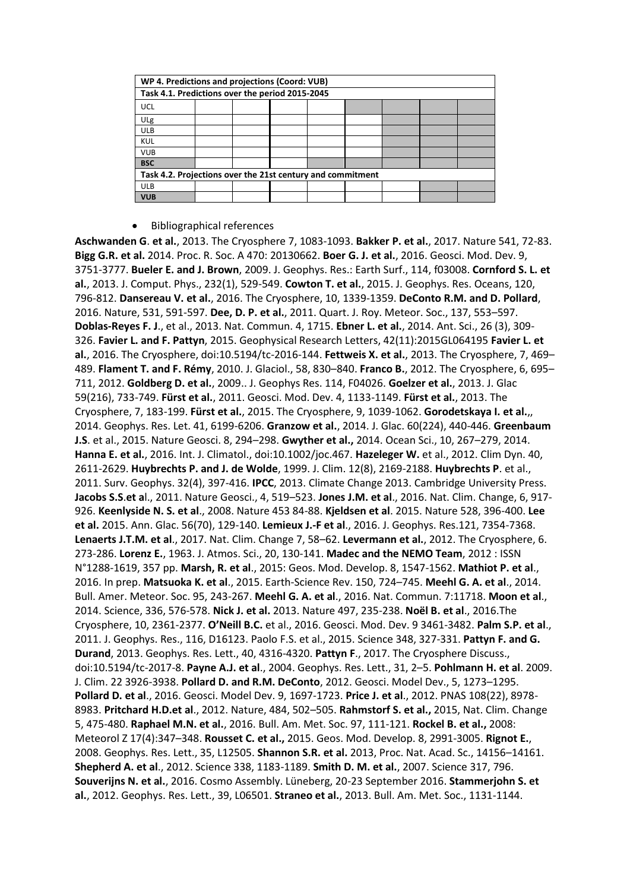| WP 4. Predictions and projections (Coord: VUB) | | | | | | | | |
|---|---|---|---|---|---|---|---|---|
| Task 4.1. Predictions over the period 2015-2045 | | | | | | | | |
| UCL | | | | | | | | |
| ULg | | | | | | | | |
| ULB | | | | | | | | |
| KUL | | | | | | | | |
| VUB | | | | | | | | |
| **BSC** | | | | | | | | |
| Task 4.2. Projections over the 21st century and commitment | | | | | | | | |
| ULB | | | | | | | | |
| **VUB** | | | | | | | | |

- Bibliographical references

**Aschwanden G**. **et al.**, 2013. The Cryosphere 7, 1083-1093. **Bakker P. et al.**, 2017. Nature 541, 72-83. **Bigg G.R. et al.** 2014. Proc. R. Soc. A 470: 20130662. **Boer G. J. et al.**, 2016. Geosci. Mod. Dev. 9, 3751-3777. **Bueler E. and J. Brown**, 2009. J. Geophys. Res.: Earth Surf., 114, f03008. **Cornford S. L. et al.**, 2013. J. Comput. Phys., 232(1), 529-549. **Cowton T. et al.**, 2015. J. Geophys. Res. Oceans, 120, 796-812. **Dansereau V. et al.**, 2016. The Cryosphere, 10, 1339-1359. **DeConto R.M. and D. Pollard**, 2016. Nature, 531, 591-597. **Dee, D. P. et al.**, 2011. Quart. J. Roy. Meteor. Soc., 137, 553–597. **Doblas-Reyes F. J**., et al., 2013. Nat. Commun. 4, 1715. **Ebner L. et al.**, 2014. Ant. Sci., 26 (3), 309-326. **Favier L. and F. Pattyn**, 2015. Geophysical Research Letters, 42(11):2015GL064195 **Favier L. et al.**, 2016. The Cryosphere, doi:10.5194/tc-2016-144. **Fettweis X. et al.**, 2013. The Cryosphere, 7, 469–489. **Flament T. and F. Rémy**, 2010. J. Glaciol., 58, 830–840. **Franco B.**, 2012. The Cryosphere, 6, 695–711, 2012. **Goldberg D. et al.**, 2009.. J. Geophys Res. 114, F04026. **Goelzer et al.**, 2013. J. Glac 59(216), 733-749. **Fürst et al.**, 2011. Geosci. Mod. Dev. 4, 1133-1149. **Fürst et al.**, 2013. The Cryosphere, 7, 183-199. **Fürst et al.**, 2015. The Cryosphere, 9, 1039-1062. **Gorodetskaya I. et al.**,, 2014. Geophys. Res. Let. 41, 6199-6206. **Granzow et al.**, 2014. J. Glac. 60(224), 440-446. **Greenbaum J.S**. et al., 2015. Nature Geosci. 8, 294–298. **Gwyther et al.,** 2014. Ocean Sci., 10, 267–279, 2014. **Hanna E. et al.**, 2016. Int. J. Climatol., doi:10.1002/joc.467. **Hazeleger W.** et al., 2012. Clim Dyn. 40, 2611-2629. **Huybrechts P. and J. de Wolde**, 1999. J. Clim. 12(8), 2169-2188. **Huybrechts P**. et al., 2011. Surv. Geophys. 32(4), 397-416. **IPCC**, 2013. Climate Change 2013. Cambridge University Press. **Jacobs S.S**.**et a**l., 2011. Nature Geosci., 4, 519–523. **Jones J.M. et al**., 2016. Nat. Clim. Change, 6, 917-926. **Keenlyside N. S. et al**., 2008. Nature 453 84-88. **Kjeldsen et al**. 2015. Nature 528, 396-400. **Lee et al.** 2015. Ann. Glac. 56(70), 129-140. **Lemieux J.-F et al**., 2016. J. Geophys. Res.121, 7354-7368. **Lenaerts J.T.M. et al**., 2017. Nat. Clim. Change 7, 58–62. **Levermann et al.**, 2012. The Cryosphere, 6. 273-286. **Lorenz E.**, 1963. J. Atmos. Sci., 20, 130-141. **Madec and the NEMO Team**, 2012 : ISSN N°1288-1619, 357 pp. **Marsh, R. et al**., 2015: Geos. Mod. Develop. 8, 1547-1562. **Mathiot P. et al**., 2016. In prep. **Matsuoka K. et al**., 2015. Earth-Science Rev. 150, 724–745. **Meehl G. A. et al**., 2014. Bull. Amer. Meteor. Soc. 95, 243-267. **Meehl G. A. et al**., 2016. Nat. Commun. 7:11718. **Moon et al**., 2014. Science, 336, 576-578. **Nick J. et al.** 2013. Nature 497, 235-238. **Noël B. et al**., 2016.The Cryosphere, 10, 2361-2377. **O'Neill B.C.** et al., 2016. Geosci. Mod. Dev. 9 3461-3482. **Palm S.P. et al**., 2011. J. Geophys. Res., 116, D16123. Paolo F.S. et al., 2015. Science 348, 327-331. **Pattyn F. and G. Durand**, 2013. Geophys. Res. Lett., 40, 4316-4320. **Pattyn F**., 2017. The Cryosphere Discuss., doi:10.5194/tc-2017-8. **Payne A.J. et al**., 2004. Geophys. Res. Lett., 31, 2–5. **Pohlmann H. et al**. 2009. J. Clim. 22 3926-3938. **Pollard D. and R.M. DeConto**, 2012. Geosci. Model Dev., 5, 1273–1295. **Pollard D. et al**., 2016. Geosci. Model Dev. 9, 1697-1723. **Price J. et al**., 2012. PNAS 108(22), 8978-8983. **Pritchard H.D.et al**., 2012. Nature, 484, 502–505. **Rahmstorf S. et al.,** 2015, Nat. Clim. Change 5, 475-480. **Raphael M.N. et al.**, 2016. Bull. Am. Met. Soc. 97, 111-121. **Rockel B. et al.,** 2008: Meteorol Z 17(4):347–348. **Rousset C. et al.,** 2015. Geos. Mod. Develop. 8, 2991-3005. **Rignot E.**, 2008. Geophys. Res. Lett., 35, L12505. **Shannon S.R. et al.** 2013, Proc. Nat. Acad. Sc., 14156–14161. **Shepherd A. et al**., 2012. Science 338, 1183-1189. **Smith D. M. et al.**, 2007. Science 317, 796. **Souverijns N. et al.**, 2016. Cosmo Assembly. Lüneberg, 20-23 September 2016. **Stammerjohn S. et al.**, 2012. Geophys. Res. Lett., 39, L06501. **Straneo et al.**, 2013. Bull. Am. Met. Soc., 1131-1144.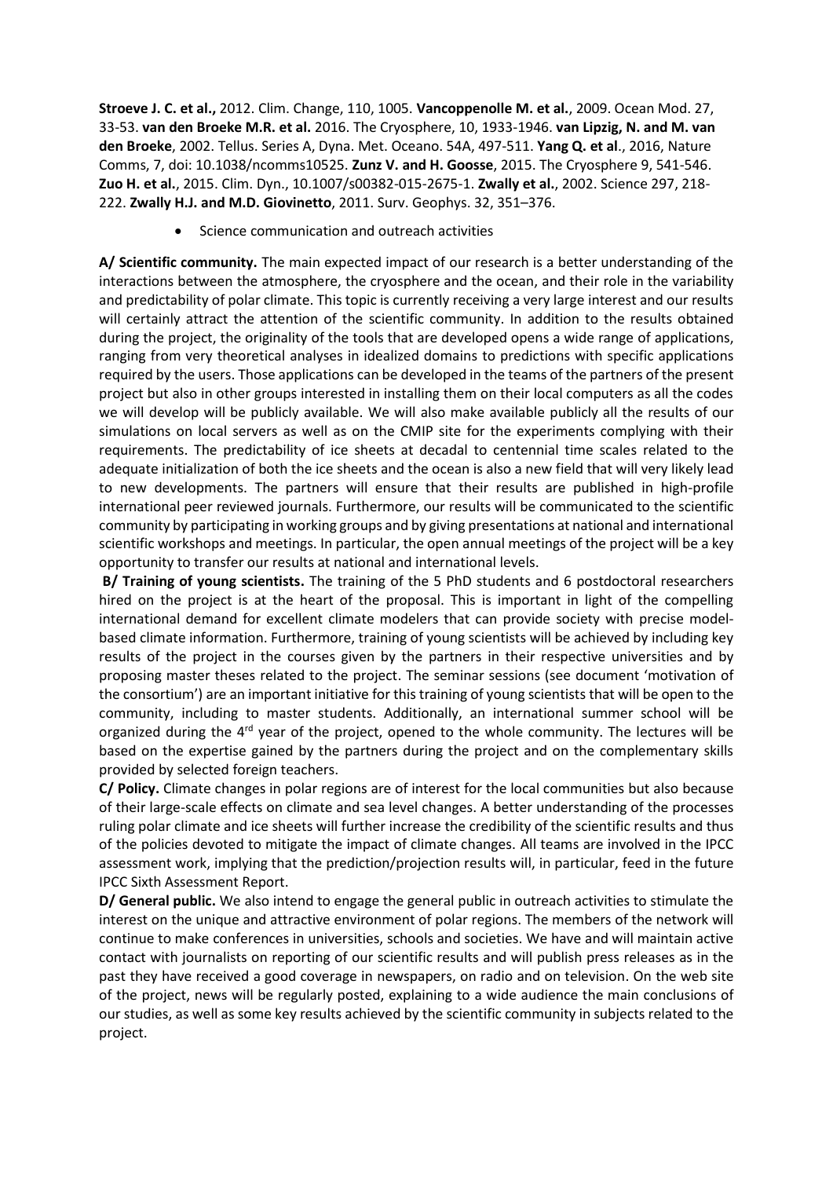**Stroeve J. C. et al.,** 2012. Clim. Change, 110, 1005. **Vancoppenolle M. et al.**, 2009. Ocean Mod. 27, 33-53. **van den Broeke M.R. et al.** 2016. The Cryosphere, 10, 1933-1946. **van Lipzig, N. and M. van den Broeke**, 2002. Tellus. Series A, Dyna. Met. Oceano. 54A, 497-511. **Yang Q. et al**., 2016, Nature Comms, 7, doi: 10.1038/ncomms10525. **Zunz V. and H. Goosse**, 2015. The Cryosphere 9, 541-546. **Zuo H. et al.**, 2015. Clim. Dyn., 10.1007/s00382-015-2675-1. **Zwally et al.**, 2002. Science 297, 218-222. **Zwally H.J. and M.D. Giovinetto**, 2011. Surv. Geophys. 32, 351–376.

- Science communication and outreach activities

**A/ Scientific community.** The main expected impact of our research is a better understanding of the interactions between the atmosphere, the cryosphere and the ocean, and their role in the variability and predictability of polar climate. This topic is currently receiving a very large interest and our results will certainly attract the attention of the scientific community. In addition to the results obtained during the project, the originality of the tools that are developed opens a wide range of applications, ranging from very theoretical analyses in idealized domains to predictions with specific applications required by the users. Those applications can be developed in the teams of the partners of the present project but also in other groups interested in installing them on their local computers as all the codes we will develop will be publicly available. We will also make available publicly all the results of our simulations on local servers as well as on the CMIP site for the experiments complying with their requirements. The predictability of ice sheets at decadal to centennial time scales related to the adequate initialization of both the ice sheets and the ocean is also a new field that will very likely lead to new developments. The partners will ensure that their results are published in high-profile international peer reviewed journals. Furthermore, our results will be communicated to the scientific community by participating in working groups and by giving presentations at national and international scientific workshops and meetings. In particular, the open annual meetings of the project will be a key opportunity to transfer our results at national and international levels.

**B/ Training of young scientists.** The training of the 5 PhD students and 6 postdoctoral researchers hired on the project is at the heart of the proposal. This is important in light of the compelling international demand for excellent climate modelers that can provide society with precise model-based climate information. Furthermore, training of young scientists will be achieved by including key results of the project in the courses given by the partners in their respective universities and by proposing master theses related to the project. The seminar sessions (see document 'motivation of the consortium') are an important initiative for this training of young scientists that will be open to the community, including to master students. Additionally, an international summer school will be organized during the 4th year of the project, opened to the whole community. The lectures will be based on the expertise gained by the partners during the project and on the complementary skills provided by selected foreign teachers.

**C/ Policy.** Climate changes in polar regions are of interest for the local communities but also because of their large-scale effects on climate and sea level changes. A better understanding of the processes ruling polar climate and ice sheets will further increase the credibility of the scientific results and thus of the policies devoted to mitigate the impact of climate changes. All teams are involved in the IPCC assessment work, implying that the prediction/projection results will, in particular, feed in the future IPCC Sixth Assessment Report.

**D/ General public.** We also intend to engage the general public in outreach activities to stimulate the interest on the unique and attractive environment of polar regions. The members of the network will continue to make conferences in universities, schools and societies. We have and will maintain active contact with journalists on reporting of our scientific results and will publish press releases as in the past they have received a good coverage in newspapers, on radio and on television. On the web site of the project, news will be regularly posted, explaining to a wide audience the main conclusions of our studies, as well as some key results achieved by the scientific community in subjects related to the project.